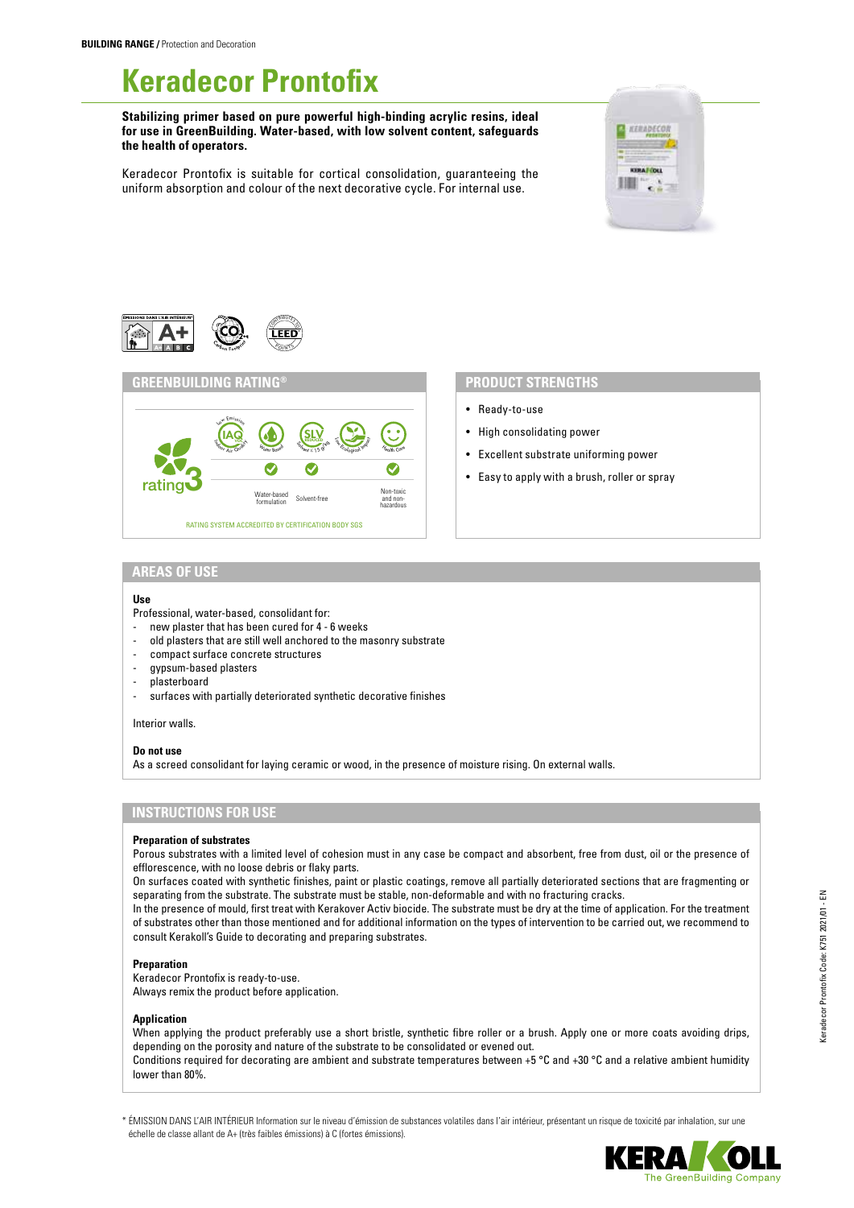**BUILDING RANGE** / Protection and Decoration

# Keradecor Prontofix

**Stabilizing primer based on pure powerful high-binding acrylic resins, ideal for use in GreenBuilding. Water-based, with low solvent content, safeguards the health of operators.**

Keradecor Prontofix is suitable for cortical consolidation, guaranteeing the uniform absorption and colour of the next decorative cycle. For internal use.

## GREENBUILDING RATING®

rating 3

| IAQ Low Emission Indoor Air Quality | Water Based | SLV Solvent < 15 g/l | Low Ecological Impact | Health Care |
|---|---|---|---|---|
| | ✓ | ✓ | | ✓ |
| | Water-based formulation | Solvent-free | | Non-toxic and non-hazardous |

RATING SYSTEM ACCREDITED BY CERTIFICATION BODY SGS

## PRODUCT STRENGTHS

- Ready-to-use
- High consolidating power
- Excellent substrate uniforming power
- Easy to apply with a brush, roller or spray

## AREAS OF USE

**Use**

Professional, water-based, consolidant for:
- new plaster that has been cured for 4 - 6 weeks
- old plasters that are still well anchored to the masonry substrate
- compact surface concrete structures
- gypsum-based plasters
- plasterboard
- surfaces with partially deteriorated synthetic decorative finishes

Interior walls.

**Do not use**

As a screed consolidant for laying ceramic or wood, in the presence of moisture rising. On external walls.

## INSTRUCTIONS FOR USE

**Preparation of substrates**

Porous substrates with a limited level of cohesion must in any case be compact and absorbent, free from dust, oil or the presence of efflorescence, with no loose debris or flaky parts.

On surfaces coated with synthetic finishes, paint or plastic coatings, remove all partially deteriorated sections that are fragmenting or separating from the substrate. The substrate must be stable, non-deformable and with no fracturing cracks.

In the presence of mould, first treat with Kerakover Activ biocide. The substrate must be dry at the time of application. For the treatment of substrates other than those mentioned and for additional information on the types of intervention to be carried out, we recommend to consult Kerakoll's Guide to decorating and preparing substrates.

**Preparation**

Keradecor Prontofix is ready-to-use.
Always remix the product before application.

**Application**

When applying the product preferably use a short bristle, synthetic fibre roller or a brush. Apply one or more coats avoiding drips, depending on the porosity and nature of the substrate to be consolidated or evened out.

Conditions required for decorating are ambient and substrate temperatures between +5 °C and +30 °C and a relative ambient humidity lower than 80%.

\* ÉMISSION DANS L'AIR INTÉRIEUR Information sur le niveau d'émission de substances volatiles dans l'air intérieur, présentant un risque de toxicité par inhalation, sur une échelle de classe allant de A+ (très faibles émissions) à C (fortes émissions).

Keradecor Prontofix Code: K751 2021/01 - EN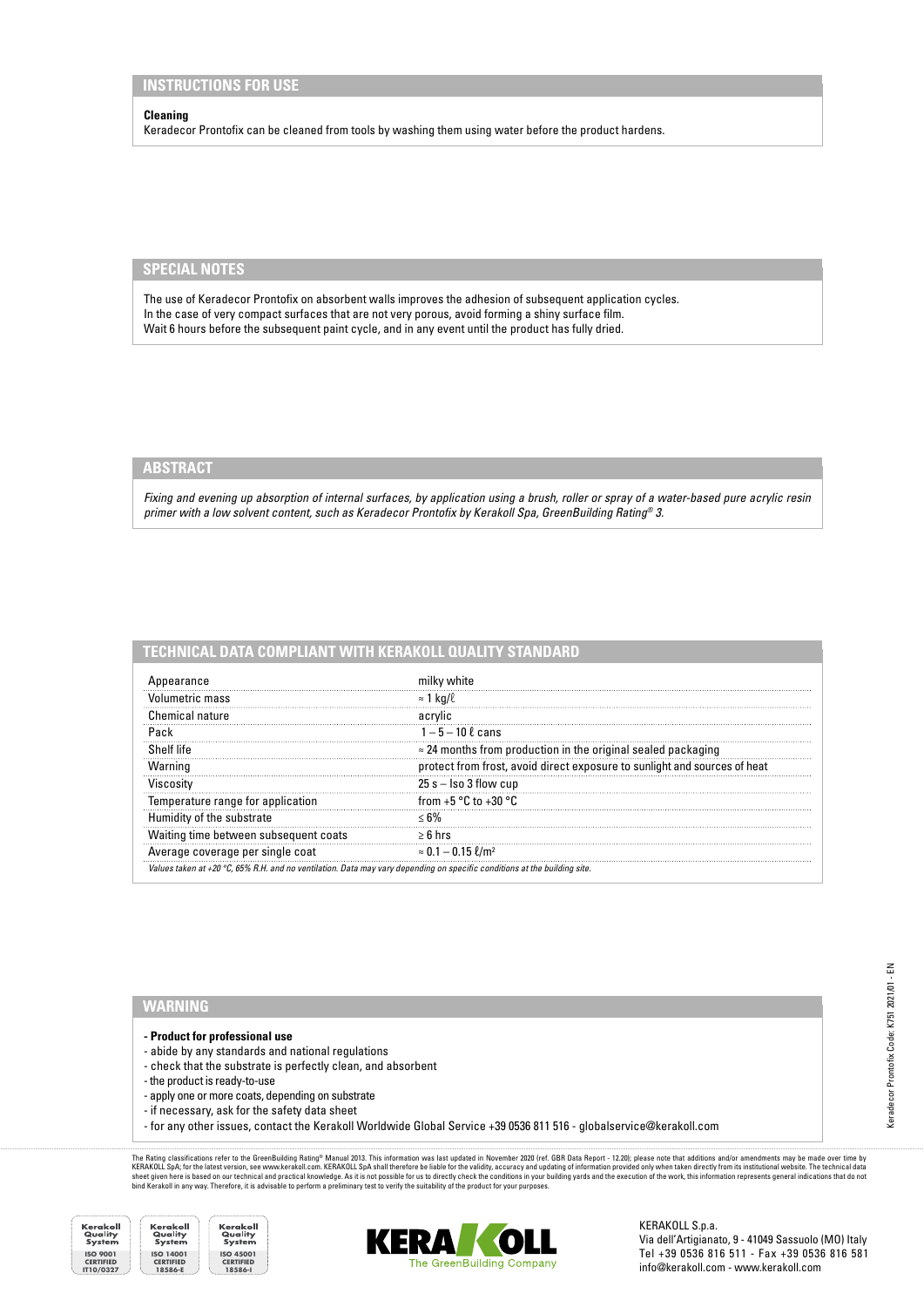## INSTRUCTIONS FOR USE

**Cleaning**

Keradecor Prontofix can be cleaned from tools by washing them using water before the product hardens.

## SPECIAL NOTES

The use of Keradecor Prontofix on absorbent walls improves the adhesion of subsequent application cycles.
In the case of very compact surfaces that are not very porous, avoid forming a shiny surface film.
Wait 6 hours before the subsequent paint cycle, and in any event until the product has fully dried.

## ABSTRACT

*Fixing and evening up absorption of internal surfaces, by application using a brush, roller or spray of a water-based pure acrylic resin primer with a low solvent content, such as Keradecor Prontofix by Kerakoll Spa, GreenBuilding Rating® 3.*

## TECHNICAL DATA COMPLIANT WITH KERAKOLL QUALITY STANDARD

| | |
|---|---|
| Appearance | milky white |
| Volumetric mass | ≈ 1 kg/ℓ |
| Chemical nature | acrylic |
| Pack | 1 – 5 – 10 ℓ cans |
| Shelf life | ≈ 24 months from production in the original sealed packaging |
| Warning | protect from frost, avoid direct exposure to sunlight and sources of heat |
| Viscosity | 25 s – Iso 3 flow cup |
| Temperature range for application | from +5 °C to +30 °C |
| Humidity of the substrate | ≤ 6% |
| Waiting time between subsequent coats | ≥ 6 hrs |
| Average coverage per single coat | ≈ 0.1 – 0.15 ℓ/m² |

*Values taken at +20 °C, 65% R.H. and no ventilation. Data may vary depending on specific conditions at the building site.*

## WARNING

- **Product for professional use**
- abide by any standards and national regulations
- check that the substrate is perfectly clean, and absorbent
- the product is ready-to-use
- apply one or more coats, depending on substrate
- if necessary, ask for the safety data sheet
- for any other issues, contact the Kerakoll Worldwide Global Service +39 0536 811 516 - globalservice@kerakoll.com

The Rating classifications refer to the GreenBuilding Rating® Manual 2013. This information was last updated in November 2020 (ref. GBR Data Report - 12.20); please note that additions and/or amendments may be made over time by KERAKOLL SpA; for the latest version, see www.kerakoll.com. KERAKOLL SpA shall therefore be liable for the validity, accuracy and updating of information provided only when taken directly from its institutional website. The technical data sheet given here is based on our technical and practical knowledge. As it is not possible for us to directly check the conditions in your building yards and the execution of the work, this information represents general indications that do not bind Kerakoll in any way. Therefore, it is advisable to perform a preliminary test to verify the suitability of the product for your purposes.

Kerakoll Quality System ISO 9001 CERTIFIED IT10/0327 — Kerakoll Quality System ISO 14001 CERTIFIED 18586-E — Kerakoll Quality System ISO 45001 CERTIFIED 18586-I

KERAKOLL The GreenBuilding Company

KERAKOLL S.p.a.
Via dell'Artigianato, 9 - 41049 Sassuolo (MO) Italy
Tel +39 0536 816 511 - Fax +39 0536 816 581
info@kerakoll.com - www.kerakoll.com

Keradecor Prontofix Code: K751 2021/01 - EN